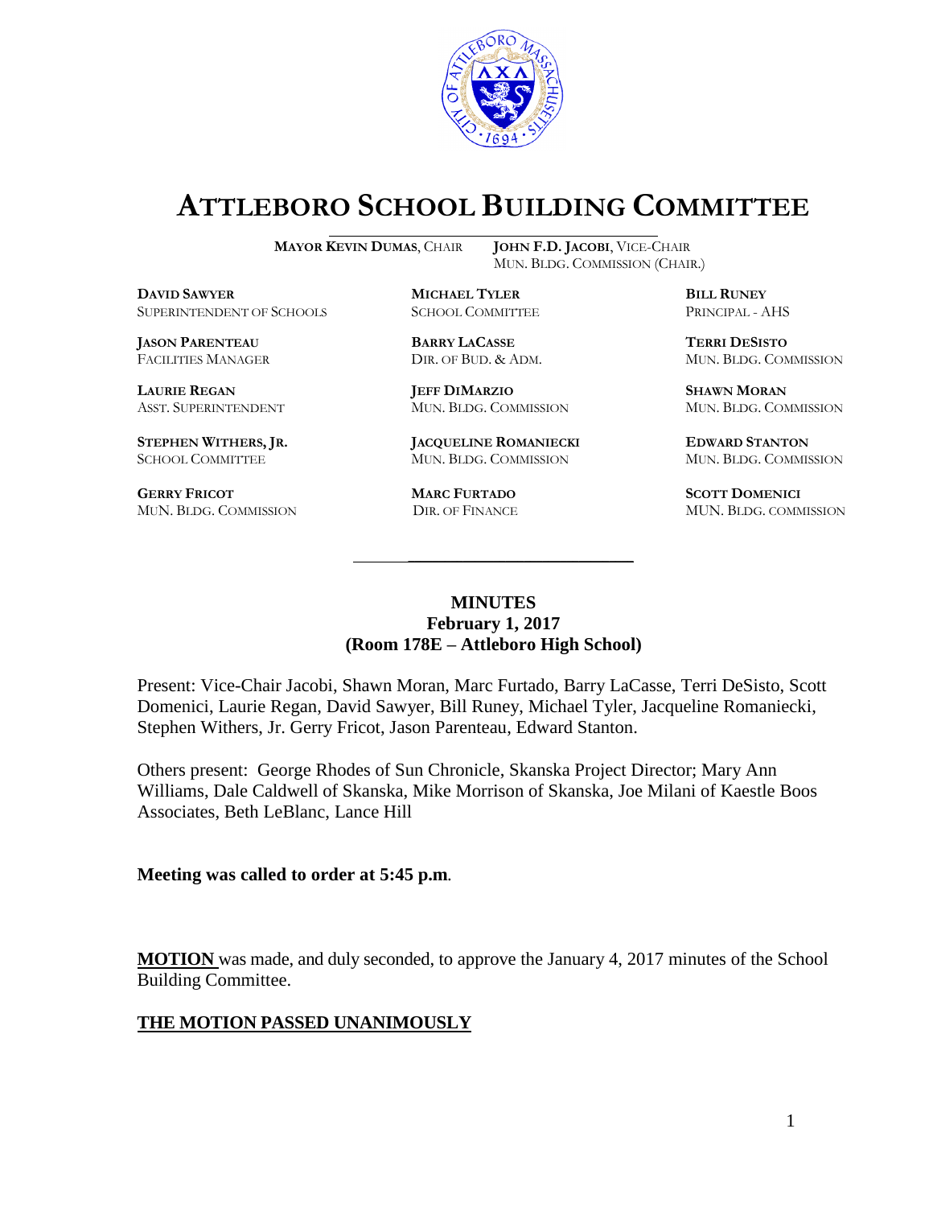# ATTLEBORO SCHOOL BUILDING COMMITTEE

**MAYOR KEVIN DUMAS**, CHAIR
**JOHN F.D. JACOBI**, VICE-CHAIR, MUN. BLDG. COMMISSION (CHAIR.)

**DAVID SAWYER**
SUPERINTENDENT OF SCHOOLS

**MICHAEL TYLER**
SCHOOL COMMITTEE

**BILL RUNEY**
PRINCIPAL - AHS

**JASON PARENTEAU**
FACILITIES MANAGER

**BARRY LACASSE**
DIR. OF BUD. & ADM.

**TERRI DESISTO**
MUN. BLDG. COMMISSION

**LAURIE REGAN**
ASST. SUPERINTENDENT

**JEFF DIMARZIO**
MUN. BLDG. COMMISSION

**SHAWN MORAN**
MUN. BLDG. COMMISSION

**STEPHEN WITHERS, JR.**
SCHOOL COMMITTEE

**JACQUELINE ROMANIECKI**
MUN. BLDG. COMMISSION

**EDWARD STANTON**
MUN. BLDG. COMMISSION

**GERRY FRICOT**
MUN. BLDG. COMMISSION

**MARC FURTADO**
DIR. OF FINANCE

**SCOTT DOMENICI**
MUN. BLDG. COMMISSION

---

**MINUTES**
**February 1, 2017**
**(Room 178E – Attleboro High School)**

Present: Vice-Chair Jacobi, Shawn Moran, Marc Furtado, Barry LaCasse, Terri DeSisto, Scott Domenici, Laurie Regan, David Sawyer, Bill Runey, Michael Tyler, Jacqueline Romaniecki, Stephen Withers, Jr. Gerry Fricot, Jason Parenteau, Edward Stanton.

Others present: George Rhodes of Sun Chronicle, Skanska Project Director; Mary Ann Williams, Dale Caldwell of Skanska, Mike Morrison of Skanska, Joe Milani of Kaestle Boos Associates, Beth LeBlanc, Lance Hill

**Meeting was called to order at 5:45 p.m.**

**MOTION** was made, and duly seconded, to approve the January 4, 2017 minutes of the School Building Committee.

**THE MOTION PASSED UNANIMOUSLY**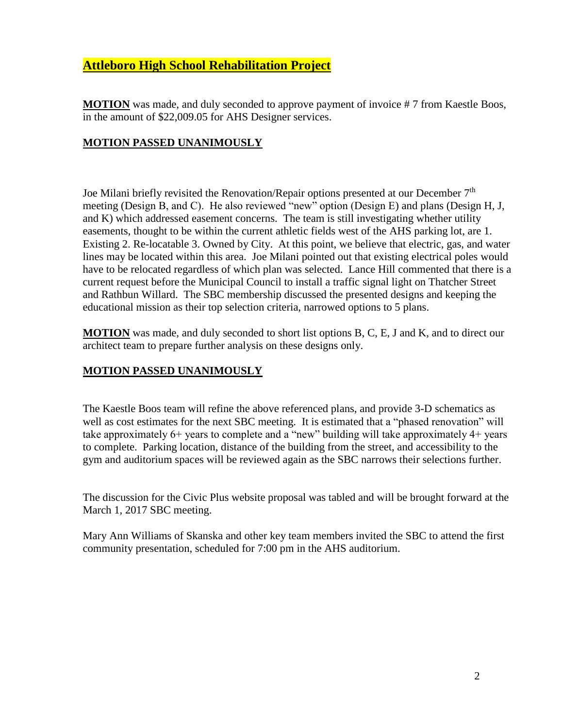## Attleboro High School Rehabilitation Project

**MOTION** was made, and duly seconded to approve payment of invoice # 7 from Kaestle Boos, in the amount of $22,009.05 for AHS Designer services.

**MOTION PASSED UNANIMOUSLY**

Joe Milani briefly revisited the Renovation/Repair options presented at our December 7th meeting (Design B, and C). He also reviewed "new" option (Design E) and plans (Design H, J, and K) which addressed easement concerns. The team is still investigating whether utility easements, thought to be within the current athletic fields west of the AHS parking lot, are 1. Existing 2. Re-locatable 3. Owned by City. At this point, we believe that electric, gas, and water lines may be located within this area. Joe Milani pointed out that existing electrical poles would have to be relocated regardless of which plan was selected. Lance Hill commented that there is a current request before the Municipal Council to install a traffic signal light on Thatcher Street and Rathbun Willard. The SBC membership discussed the presented designs and keeping the educational mission as their top selection criteria, narrowed options to 5 plans.

**MOTION** was made, and duly seconded to short list options B, C, E, J and K, and to direct our architect team to prepare further analysis on these designs only.

**MOTION PASSED UNANIMOUSLY**

The Kaestle Boos team will refine the above referenced plans, and provide 3-D schematics as well as cost estimates for the next SBC meeting. It is estimated that a "phased renovation" will take approximately 6+ years to complete and a "new" building will take approximately 4+ years to complete. Parking location, distance of the building from the street, and accessibility to the gym and auditorium spaces will be reviewed again as the SBC narrows their selections further.

The discussion for the Civic Plus website proposal was tabled and will be brought forward at the March 1, 2017 SBC meeting.

Mary Ann Williams of Skanska and other key team members invited the SBC to attend the first community presentation, scheduled for 7:00 pm in the AHS auditorium.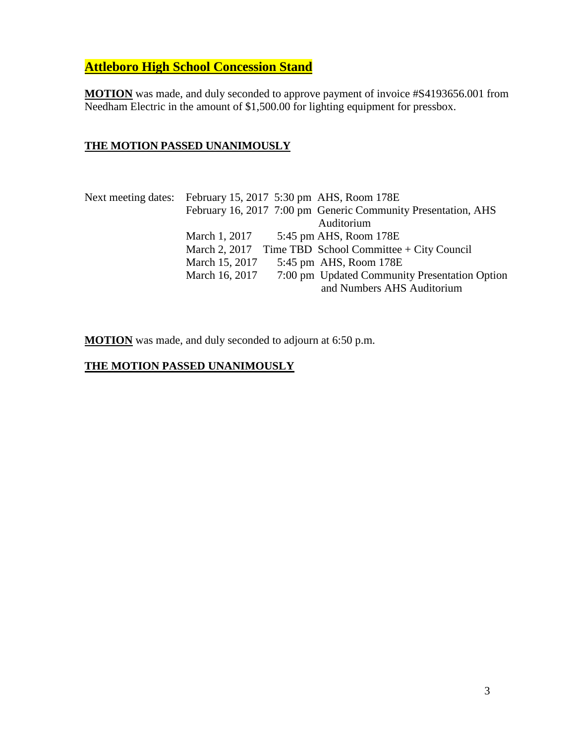## Attleboro High School Concession Stand

**MOTION** was made, and duly seconded to approve payment of invoice #S4193656.001 from Needham Electric in the amount of $1,500.00 for lighting equipment for pressbox.

**THE MOTION PASSED UNANIMOUSLY**

Next meeting dates:

| | | |
|---|---|---|
| February 15, 2017 | 5:30 pm | AHS, Room 178E |
| February 16, 2017 | 7:00 pm | Generic Community Presentation, AHS Auditorium |
| March 1, 2017 | 5:45 pm | AHS, Room 178E |
| March 2, 2017 | Time TBD | School Committee + City Council |
| March 15, 2017 | 5:45 pm | AHS, Room 178E |
| March 16, 2017 | 7:00 pm | Updated Community Presentation Option and Numbers AHS Auditorium |

**MOTION** was made, and duly seconded to adjourn at 6:50 p.m.

**THE MOTION PASSED UNANIMOUSLY**